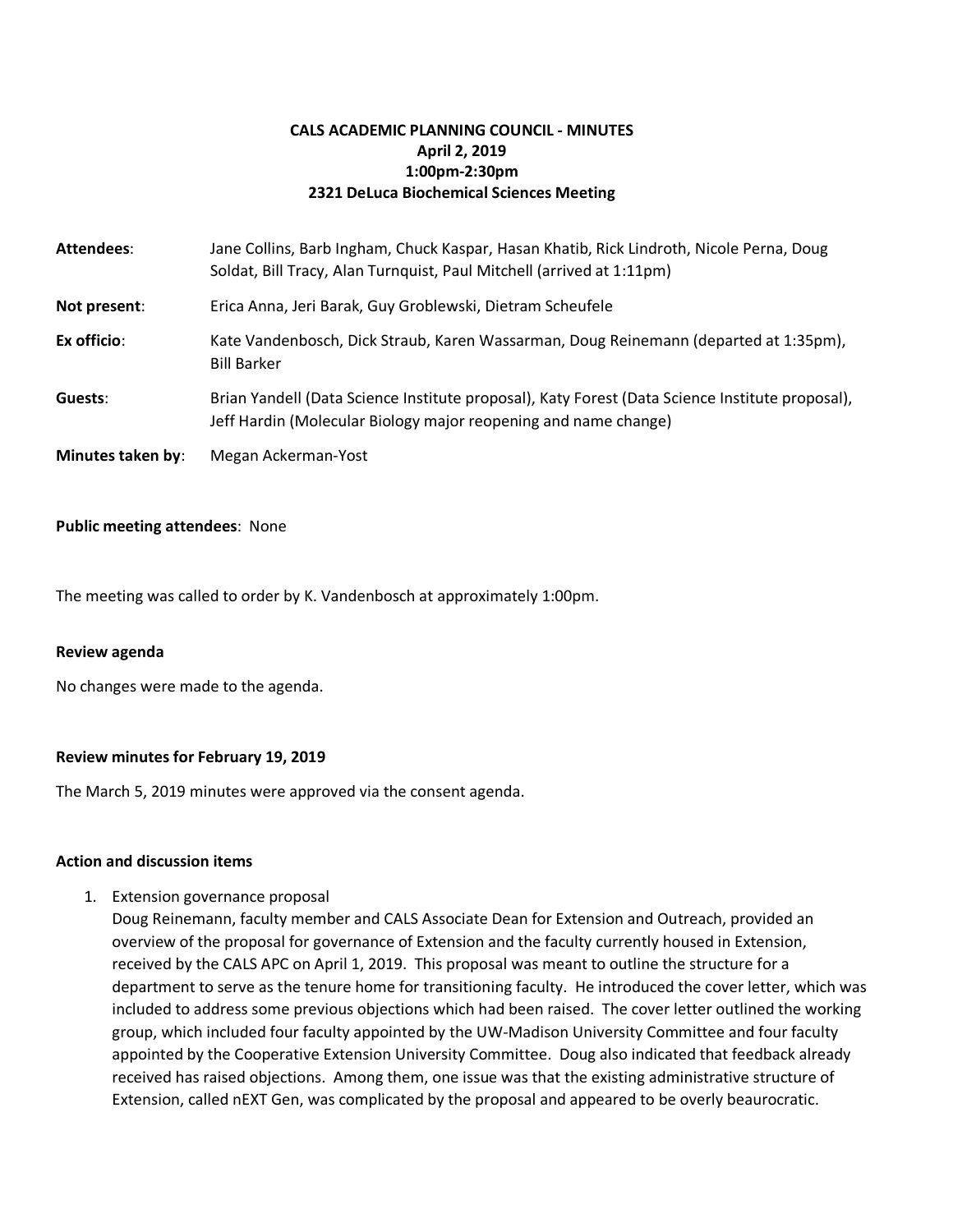# CALS ACADEMIC PLANNING COUNCIL - MINUTES
**April 2, 2019**
**1:00pm-2:30pm**
**2321 DeLuca Biochemical Sciences Meeting**

**Attendees**: Jane Collins, Barb Ingham, Chuck Kaspar, Hasan Khatib, Rick Lindroth, Nicole Perna, Doug Soldat, Bill Tracy, Alan Turnquist, Paul Mitchell (arrived at 1:11pm)

**Not present**: Erica Anna, Jeri Barak, Guy Groblewski, Dietram Scheufele

**Ex officio**: Kate Vandenbosch, Dick Straub, Karen Wassarman, Doug Reinemann (departed at 1:35pm), Bill Barker

**Guests**: Brian Yandell (Data Science Institute proposal), Katy Forest (Data Science Institute proposal), Jeff Hardin (Molecular Biology major reopening and name change)

**Minutes taken by**: Megan Ackerman-Yost

**Public meeting attendees**: None

The meeting was called to order by K. Vandenbosch at approximately 1:00pm.

**Review agenda**

No changes were made to the agenda.

**Review minutes for February 19, 2019**

The March 5, 2019 minutes were approved via the consent agenda.

**Action and discussion items**

1. Extension governance proposal
   Doug Reinemann, faculty member and CALS Associate Dean for Extension and Outreach, provided an overview of the proposal for governance of Extension and the faculty currently housed in Extension, received by the CALS APC on April 1, 2019. This proposal was meant to outline the structure for a department to serve as the tenure home for transitioning faculty. He introduced the cover letter, which was included to address some previous objections which had been raised. The cover letter outlined the working group, which included four faculty appointed by the UW-Madison University Committee and four faculty appointed by the Cooperative Extension University Committee. Doug also indicated that feedback already received has raised objections. Among them, one issue was that the existing administrative structure of Extension, called nEXT Gen, was complicated by the proposal and appeared to be overly beaurocratic.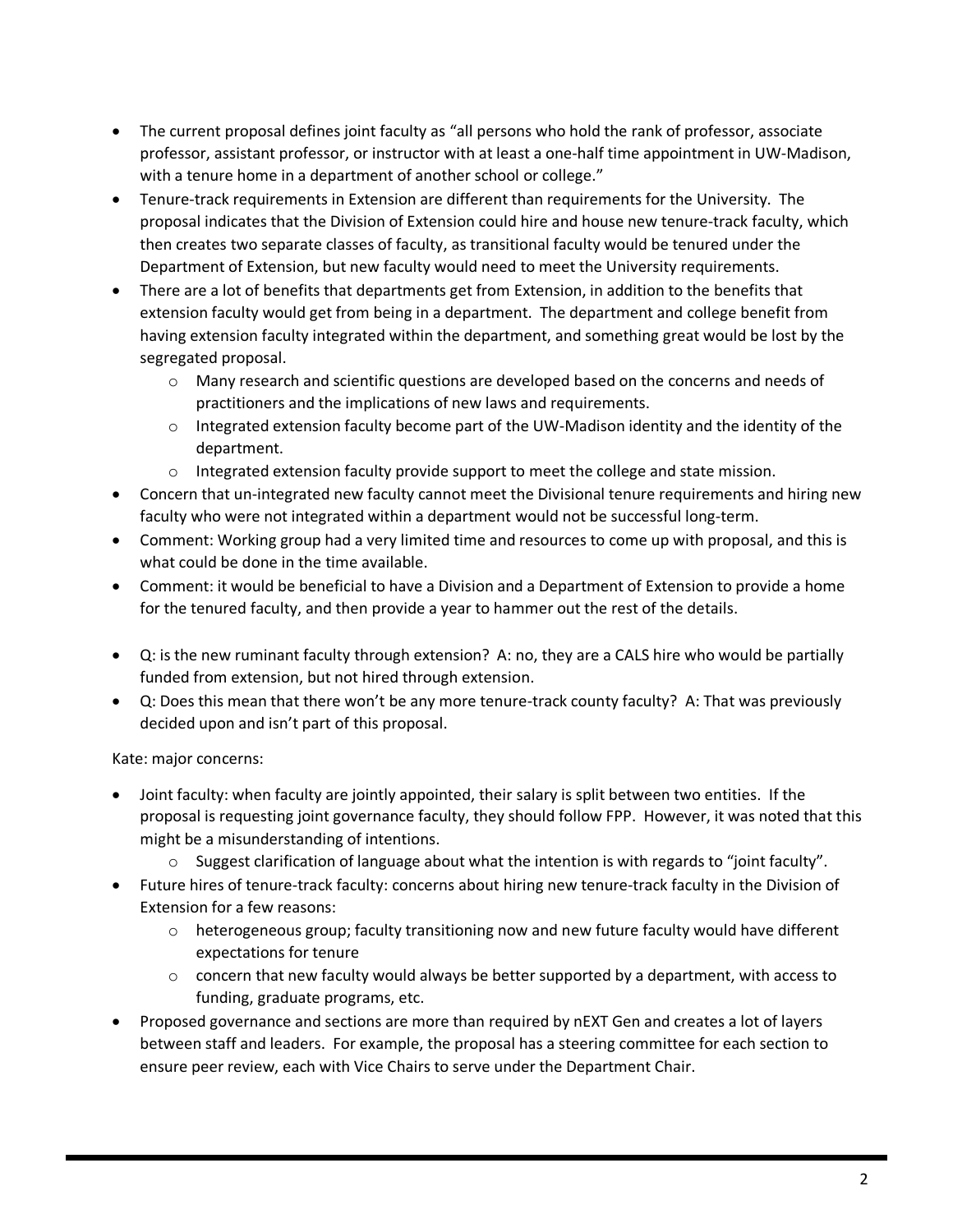- The current proposal defines joint faculty as "all persons who hold the rank of professor, associate professor, assistant professor, or instructor with at least a one-half time appointment in UW-Madison, with a tenure home in a department of another school or college."
- Tenure-track requirements in Extension are different than requirements for the University. The proposal indicates that the Division of Extension could hire and house new tenure-track faculty, which then creates two separate classes of faculty, as transitional faculty would be tenured under the Department of Extension, but new faculty would need to meet the University requirements.
- There are a lot of benefits that departments get from Extension, in addition to the benefits that extension faculty would get from being in a department. The department and college benefit from having extension faculty integrated within the department, and something great would be lost by the segregated proposal.
    - Many research and scientific questions are developed based on the concerns and needs of practitioners and the implications of new laws and requirements.
    - Integrated extension faculty become part of the UW-Madison identity and the identity of the department.
    - Integrated extension faculty provide support to meet the college and state mission.
- Concern that un-integrated new faculty cannot meet the Divisional tenure requirements and hiring new faculty who were not integrated within a department would not be successful long-term.
- Comment: Working group had a very limited time and resources to come up with proposal, and this is what could be done in the time available.
- Comment: it would be beneficial to have a Division and a Department of Extension to provide a home for the tenured faculty, and then provide a year to hammer out the rest of the details.

- Q: is the new ruminant faculty through extension? A: no, they are a CALS hire who would be partially funded from extension, but not hired through extension.
- Q: Does this mean that there won't be any more tenure-track county faculty? A: That was previously decided upon and isn't part of this proposal.

Kate: major concerns:

- Joint faculty: when faculty are jointly appointed, their salary is split between two entities. If the proposal is requesting joint governance faculty, they should follow FPP. However, it was noted that this might be a misunderstanding of intentions.
    - Suggest clarification of language about what the intention is with regards to "joint faculty".
- Future hires of tenure-track faculty: concerns about hiring new tenure-track faculty in the Division of Extension for a few reasons:
    - heterogeneous group; faculty transitioning now and new future faculty would have different expectations for tenure
    - concern that new faculty would always be better supported by a department, with access to funding, graduate programs, etc.
- Proposed governance and sections are more than required by nEXT Gen and creates a lot of layers between staff and leaders. For example, the proposal has a steering committee for each section to ensure peer review, each with Vice Chairs to serve under the Department Chair.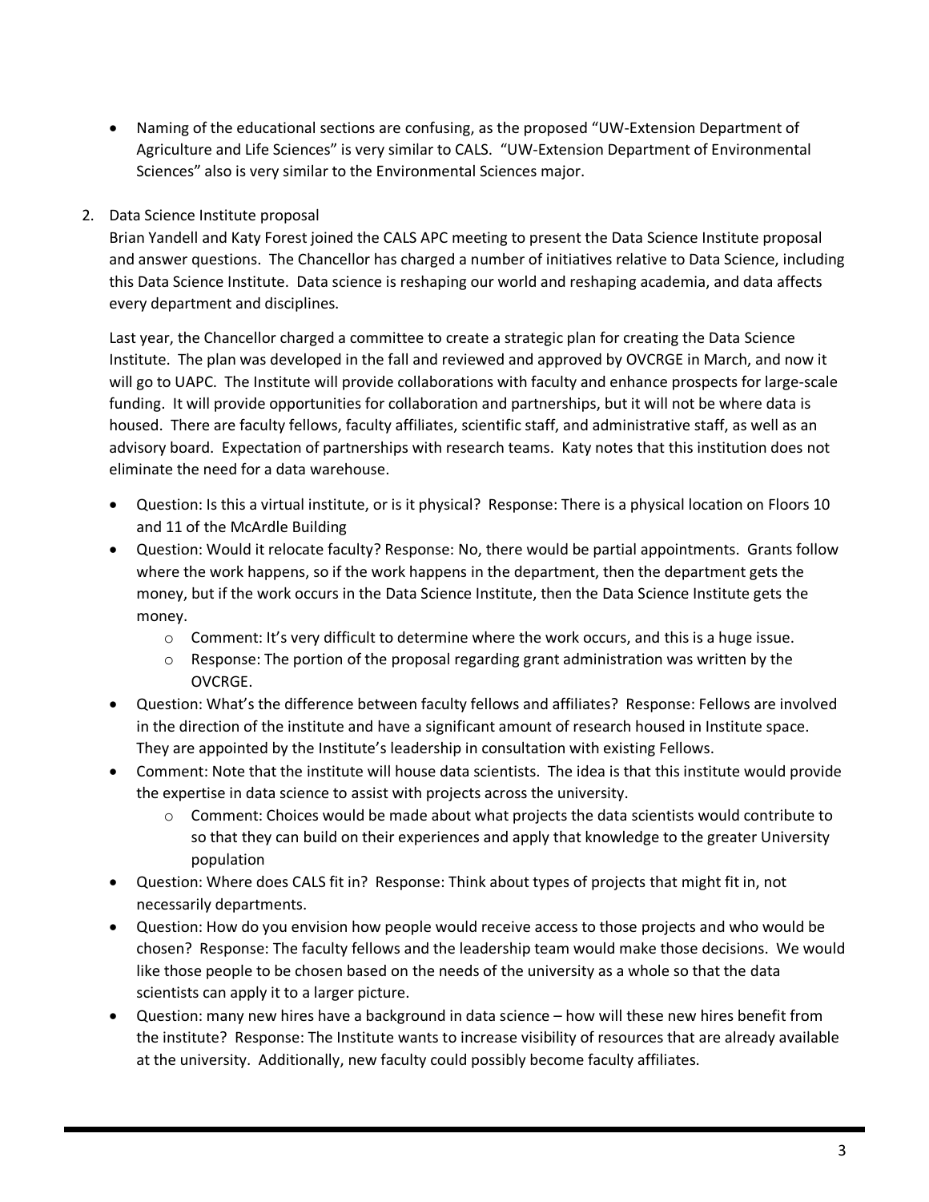- Naming of the educational sections are confusing, as the proposed "UW-Extension Department of Agriculture and Life Sciences" is very similar to CALS. "UW-Extension Department of Environmental Sciences" also is very similar to the Environmental Sciences major.

2. Data Science Institute proposal

   Brian Yandell and Katy Forest joined the CALS APC meeting to present the Data Science Institute proposal and answer questions. The Chancellor has charged a number of initiatives relative to Data Science, including this Data Science Institute. Data science is reshaping our world and reshaping academia, and data affects every department and disciplines.

   Last year, the Chancellor charged a committee to create a strategic plan for creating the Data Science Institute. The plan was developed in the fall and reviewed and approved by OVCRGE in March, and now it will go to UAPC. The Institute will provide collaborations with faculty and enhance prospects for large-scale funding. It will provide opportunities for collaboration and partnerships, but it will not be where data is housed. There are faculty fellows, faculty affiliates, scientific staff, and administrative staff, as well as an advisory board. Expectation of partnerships with research teams. Katy notes that this institution does not eliminate the need for a data warehouse.

   - Question: Is this a virtual institute, or is it physical? Response: There is a physical location on Floors 10 and 11 of the McArdle Building
   - Question: Would it relocate faculty? Response: No, there would be partial appointments. Grants follow where the work happens, so if the work happens in the department, then the department gets the money, but if the work occurs in the Data Science Institute, then the Data Science Institute gets the money.
     - Comment: It's very difficult to determine where the work occurs, and this is a huge issue.
     - Response: The portion of the proposal regarding grant administration was written by the OVCRGE.
   - Question: What's the difference between faculty fellows and affiliates? Response: Fellows are involved in the direction of the institute and have a significant amount of research housed in Institute space. They are appointed by the Institute's leadership in consultation with existing Fellows.
   - Comment: Note that the institute will house data scientists. The idea is that this institute would provide the expertise in data science to assist with projects across the university.
     - Comment: Choices would be made about what projects the data scientists would contribute to so that they can build on their experiences and apply that knowledge to the greater University population
   - Question: Where does CALS fit in? Response: Think about types of projects that might fit in, not necessarily departments.
   - Question: How do you envision how people would receive access to those projects and who would be chosen? Response: The faculty fellows and the leadership team would make those decisions. We would like those people to be chosen based on the needs of the university as a whole so that the data scientists can apply it to a larger picture.
   - Question: many new hires have a background in data science – how will these new hires benefit from the institute? Response: The Institute wants to increase visibility of resources that are already available at the university. Additionally, new faculty could possibly become faculty affiliates.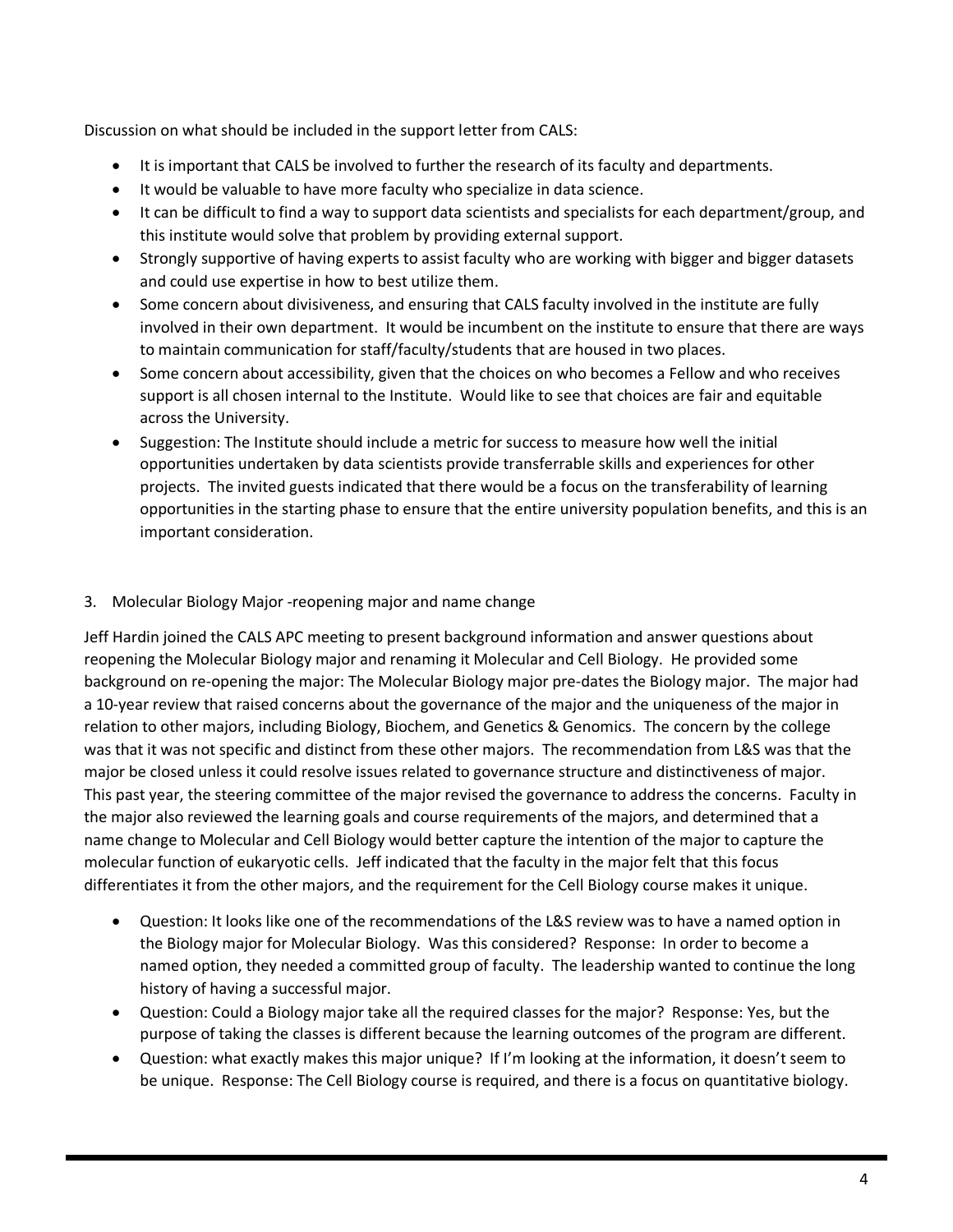Discussion on what should be included in the support letter from CALS:

- It is important that CALS be involved to further the research of its faculty and departments.
- It would be valuable to have more faculty who specialize in data science.
- It can be difficult to find a way to support data scientists and specialists for each department/group, and this institute would solve that problem by providing external support.
- Strongly supportive of having experts to assist faculty who are working with bigger and bigger datasets and could use expertise in how to best utilize them.
- Some concern about divisiveness, and ensuring that CALS faculty involved in the institute are fully involved in their own department. It would be incumbent on the institute to ensure that there are ways to maintain communication for staff/faculty/students that are housed in two places.
- Some concern about accessibility, given that the choices on who becomes a Fellow and who receives support is all chosen internal to the Institute. Would like to see that choices are fair and equitable across the University.
- Suggestion: The Institute should include a metric for success to measure how well the initial opportunities undertaken by data scientists provide transferrable skills and experiences for other projects. The invited guests indicated that there would be a focus on the transferability of learning opportunities in the starting phase to ensure that the entire university population benefits, and this is an important consideration.

3. Molecular Biology Major -reopening major and name change

Jeff Hardin joined the CALS APC meeting to present background information and answer questions about reopening the Molecular Biology major and renaming it Molecular and Cell Biology. He provided some background on re-opening the major: The Molecular Biology major pre-dates the Biology major. The major had a 10-year review that raised concerns about the governance of the major and the uniqueness of the major in relation to other majors, including Biology, Biochem, and Genetics & Genomics. The concern by the college was that it was not specific and distinct from these other majors. The recommendation from L&S was that the major be closed unless it could resolve issues related to governance structure and distinctiveness of major. This past year, the steering committee of the major revised the governance to address the concerns. Faculty in the major also reviewed the learning goals and course requirements of the majors, and determined that a name change to Molecular and Cell Biology would better capture the intention of the major to capture the molecular function of eukaryotic cells. Jeff indicated that the faculty in the major felt that this focus differentiates it from the other majors, and the requirement for the Cell Biology course makes it unique.

- Question: It looks like one of the recommendations of the L&S review was to have a named option in the Biology major for Molecular Biology. Was this considered? Response: In order to become a named option, they needed a committed group of faculty. The leadership wanted to continue the long history of having a successful major.
- Question: Could a Biology major take all the required classes for the major? Response: Yes, but the purpose of taking the classes is different because the learning outcomes of the program are different.
- Question: what exactly makes this major unique? If I'm looking at the information, it doesn't seem to be unique. Response: The Cell Biology course is required, and there is a focus on quantitative biology.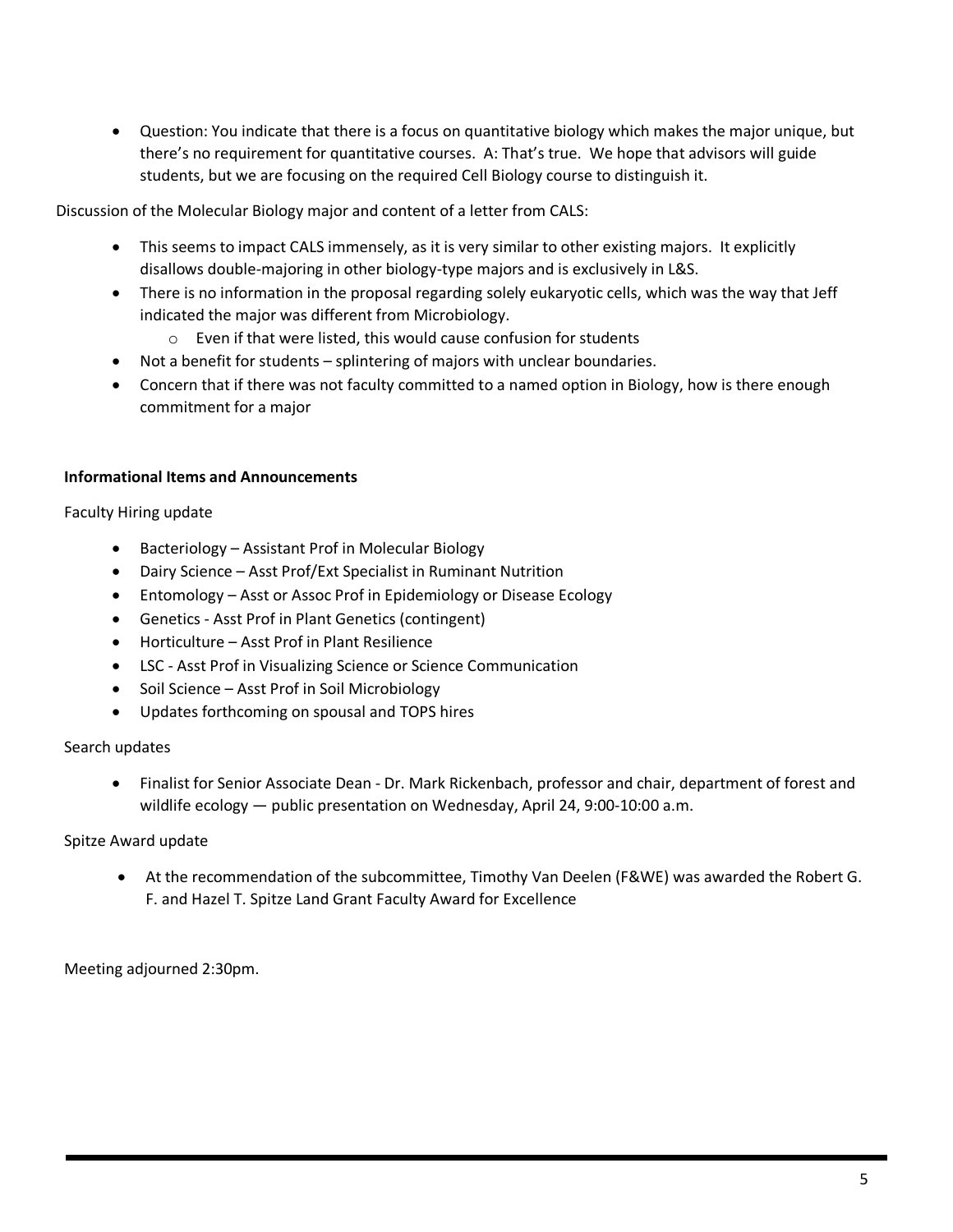- Question: You indicate that there is a focus on quantitative biology which makes the major unique, but there's no requirement for quantitative courses. A: That's true. We hope that advisors will guide students, but we are focusing on the required Cell Biology course to distinguish it.

Discussion of the Molecular Biology major and content of a letter from CALS:

- This seems to impact CALS immensely, as it is very similar to other existing majors. It explicitly disallows double-majoring in other biology-type majors and is exclusively in L&S.
- There is no information in the proposal regarding solely eukaryotic cells, which was the way that Jeff indicated the major was different from Microbiology.
    - Even if that were listed, this would cause confusion for students
- Not a benefit for students – splintering of majors with unclear boundaries.
- Concern that if there was not faculty committed to a named option in Biology, how is there enough commitment for a major

**Informational Items and Announcements**

Faculty Hiring update

- Bacteriology – Assistant Prof in Molecular Biology
- Dairy Science – Asst Prof/Ext Specialist in Ruminant Nutrition
- Entomology – Asst or Assoc Prof in Epidemiology or Disease Ecology
- Genetics - Asst Prof in Plant Genetics (contingent)
- Horticulture – Asst Prof in Plant Resilience
- LSC - Asst Prof in Visualizing Science or Science Communication
- Soil Science – Asst Prof in Soil Microbiology
- Updates forthcoming on spousal and TOPS hires

Search updates

- Finalist for Senior Associate Dean - Dr. Mark Rickenbach, professor and chair, department of forest and wildlife ecology — public presentation on Wednesday, April 24, 9:00-10:00 a.m.

Spitze Award update

- At the recommendation of the subcommittee, Timothy Van Deelen (F&WE) was awarded the Robert G. F. and Hazel T. Spitze Land Grant Faculty Award for Excellence

Meeting adjourned 2:30pm.